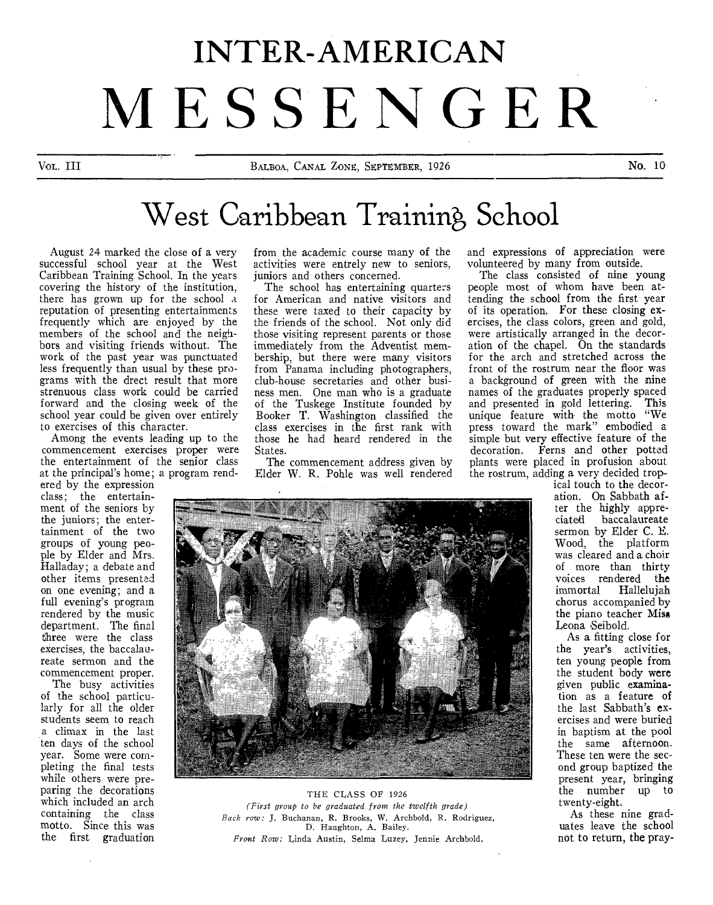# INTER-AMERICAN MESSENGER

Vol. III — Balboa, Canal Zone, September, 1926 — No. 10

## West Caribbean Training School

August 24 marked the close of a very successful school year at the West Caribbean Training School. In the years covering the history of the institution, there has grown up for the school a reputation of presenting entertainments frequently which are enjoyed by the members of the school and the neighbors and visiting friends without. The work of the past year was punctuated less frequently than usual by these programs with the drect result that more strenuous class work could be carried forward and the closing week of the school year could be given over entirely to exercises of this character.

Among the events leading up to the commencement exercises proper were the entertainment of the senior class at the principal's home; a program rendered by the expression class; the entertainment of the seniors by the juniors; the entertainment of the two groups of young people by Elder and Mrs. Halladay; a debate and other items presented on one evening; and a full evening's program rendered by the music department. The final three were the class exercises, the baccalaureate sermon and the commencement proper.

The busy activities of the school particularly for all the older students seem to reach a climax in the last ten days of the school year. Some were completing the final tests while others were preparing the decorations which included an arch containing the class motto. Since this was the first graduation from the academic course many of the activities were entirely new to seniors, juniors and others concerned.

The school has entertaining quarters for American and native visitors and these were taxed to their capacity by the friends of the school. Not only did those visiting represent parents or those immediately from the Adventist membership, but there were many visitors from Panama including photographers, club-house secretaries and other business men. One man who is a graduate of the Tuskege Institute founded by Booker T. Washington classified the class exercises in the first rank with those he had heard rendered in the States.

The commencement address given by Elder W. R. Pohle was well rendered and expressions of appreciation were volunteered by many from outside.

The class consisted of nine young people most of whom have been attending the school from the first year of its operation. For these closing exercises, the class colors, green and gold, were artistically arranged in the decoration of the chapel. On the standards for the arch and stretched across the front of the rostrum near the floor was a background of green with the nine names of the graduates properly spaced and presented in gold lettering. This unique feature with the motto "We press toward the mark" embodied a simple but very effective feature of the decoration. Ferns and other potted plants were placed in profusion about the rostrum, adding a very decided tropical touch to the decoration. On Sabbath after the highly appreciated baccalaureate sermon by Elder C. E. Wood, the platform was cleared and a choir of more than thirty voices rendered the immortal Hallelujah chorus accompanied by the piano teacher Miss Leona Seibold.

As a fitting close for the year's activities, ten young people from the student body were given public examination as a feature of the last Sabbath's exercises and were buried in baptism at the pool the same afternoon. These ten were the second group baptized the present year, bringing the number up to twenty-eight.

As these nine graduates leave the school not to return, the pray-

THE CLASS OF 1926

*(First group to be graduated from the twelfth grade)*

*Back row:* J. Buchanan, R. Brooks, W. Archbold, R. Rodriguez, D. Haughton, A. Bailey.

*Front Row:* Linda Austin, Selma Luzey, Jennie Archbold.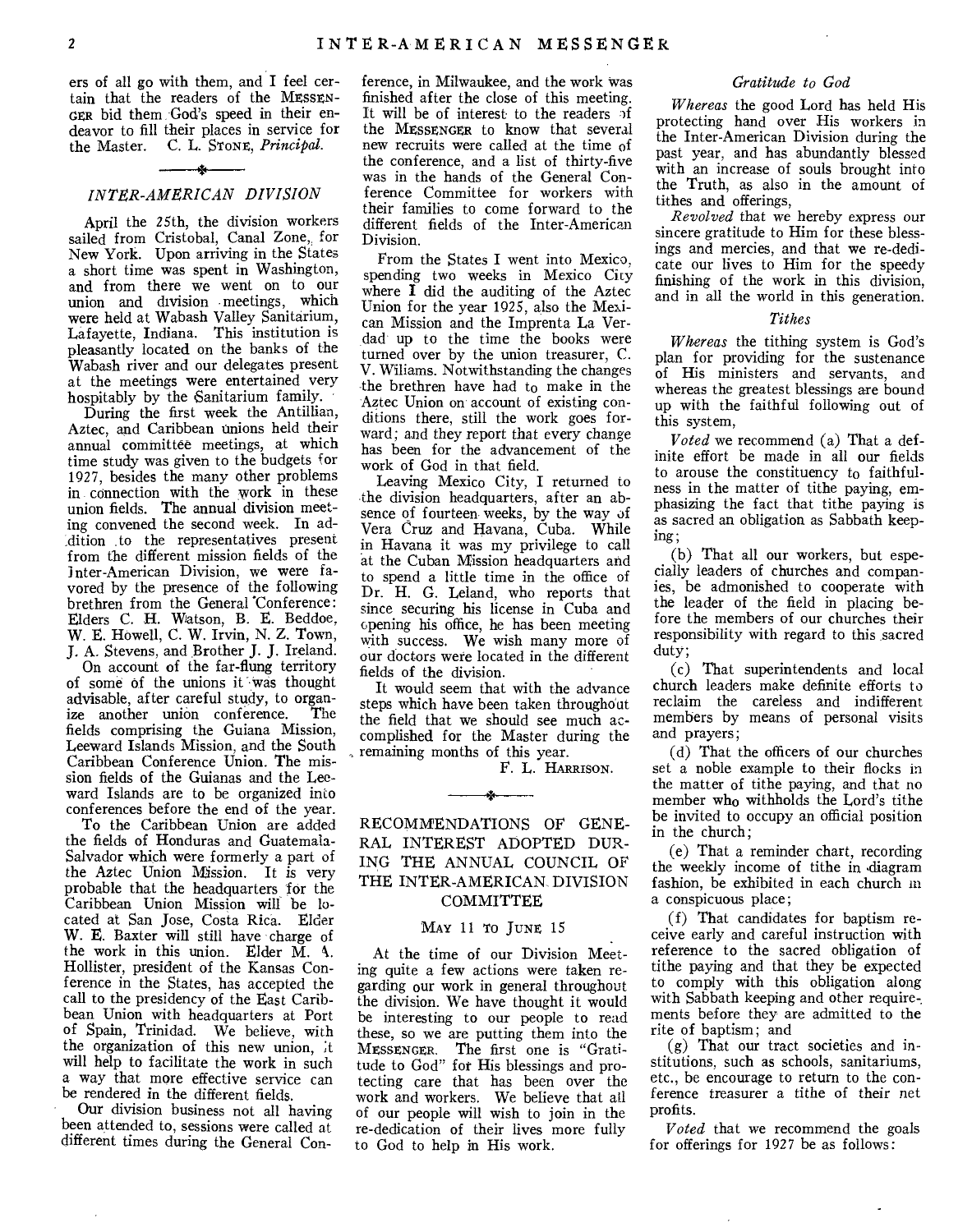ers of all go with them, and I feel certain that the readers of the MESSENGER bid them God's speed in their endeavor to fill their places in service for the Master. C. L. STONE, *Principal.*

## *INTER-AMERICAN DIVISION*

April the 25th, the division workers sailed from Cristobal, Canal Zone, for New York. Upon arriving in the States a short time was spent in Washington, and from there we went on to our union and division meetings, which were held at Wabash Valley Sanitarium, Lafayette, Indiana. This institution is pleasantly located on the banks of the Wabash river and our delegates present at the meetings were entertained very hospitably by the Sanitarium family.

During the first week the Antillian, Aztec, and Caribbean unions held their annual committee meetings, at which time study was given to the budgets for 1927, besides the many other problems in connection with the work in these union fields. The annual division meeting convened the second week. In addition to the representatives present from the different mission fields of the Inter-American Division, we were favored by the presence of the following brethren from the General Conference: Elders C. H. Watson, B. E. Beddoe, W. E. Howell, C. W. Irvin, N. Z. Town, J. A. Stevens, and Brother J. J. Ireland.

On account of the far-flung territory of some of the unions it was thought advisable, after careful study, to organize another union conference. The fields comprising the Guiana Mission, Leeward Islands Mission, and the South Caribbean Conference Union. The mission fields of the Guianas and the Leeward Islands are to be organized into conferences before the end of the year.

To the Caribbean Union are added the fields of Honduras and Guatemala-Salvador which were formerly a part of the Aztec Union Mission. It is very probable that the headquarters for the Caribbean Union Mission will be located at San Jose, Costa Rica. Elder W. E. Baxter will still have charge of the work in this union. Elder M. A. Hollister, president of the Kansas Conference in the States, has accepted the call to the presidency of the East Caribbean Union with headquarters at Port of Spain, Trinidad. We believe, with the organization of this new union, it will help to facilitate the work in such a way that more effective service can be rendered in the different fields.

Our division business not all having been attended to, sessions were called at different times during the General Conference, in Milwaukee, and the work was finished after the close of this meeting. It will be of interest to the readers of the MESSENGER to know that several new recruits were called at the time of the conference, and a list of thirty-five was in the hands of the General Conference Committee for workers with their families to come forward to the different fields of the Inter-American Division.

From the States I went into Mexico, spending two weeks in Mexico City where I did the auditing of the Aztec Union for the year 1925, also the Mexican Mission and the Imprenta La Verdad up to the time the books were turned over by the union treasurer, C. V. Wiliams. Notwithstanding the changes the brethren have had to make in the Aztec Union on account of existing conditions there, still the work goes forward; and they report that every change has been for the advancement of the work of God in that field.

Leaving Mexico City, I returned to the division headquarters, after an absence of fourteen weeks, by the way of Vera Cruz and Havana, Cuba. While in Havana it was my privilege to call at the Cuban Mission headquarters and to spend a little time in the office of Dr. H. G. Leland, who reports that since securing his license in Cuba and opening his office, he has been meeting with success. We wish many more of our doctors were located in the different fields of the division.

It would seem that with the advance steps which have been taken throughout the field that we should see much accomplished for the Master during the remaining months of this year.

F. L. HARRISON.

## RECOMMENDATIONS OF GENERAL INTEREST ADOPTED DURING THE ANNUAL COUNCIL OF THE INTER-AMERICAN DIVISION COMMITTEE

MAY 11 TO JUNE 15

At the time of our Division Meeting quite a few actions were taken regarding our work in general throughout the division. We have thought it would be interesting to our people to read these, so we are putting them into the MESSENGER. The first one is "Gratitude to God" for His blessings and protecting care that has been over the work and workers. We believe that all of our people will wish to join in the re-dedication of their lives more fully to God to help in His work.

### *Gratitude to God*

*Whereas* the good Lord has held His protecting hand over His workers in the Inter-American Division during the past year, and has abundantly blessed with an increase of souls brought into the Truth, as also in the amount of tithes and offerings,

*Revolved* that we hereby express our sincere gratitude to Him for these blessings and mercies, and that we re-dedicate our lives to Him for the speedy finishing of the work in this division, and in all the world in this generation.

### *Tithes*

*Whereas* the tithing system is God's plan for providing for the sustenance of His ministers and servants, and whereas the greatest blessings are bound up with the faithful following out of this system,

*Voted* we recommend (a) That a definite effort be made in all our fields to arouse the constituency to faithfulness in the matter of tithe paying, emphasizing the fact that tithe paying is as sacred an obligation as Sabbath keeping;

(b) That all our workers, but especially leaders of churches and companies, be admonished to cooperate with the leader of the field in placing before the members of our churches their responsibility with regard to this sacred duty;

(c) That superintendents and local church leaders make definite efforts to reclaim the careless and indifferent members by means of personal visits and prayers;

(d) That the officers of our churches set a noble example to their flocks in the matter of tithe paying, and that no member who withholds the Lord's tithe be invited to occupy an official position in the church;

(e) That a reminder chart, recording the weekly income of tithe in diagram fashion, be exhibited in each church in a conspicuous place;

(f) That candidates for baptism receive early and careful instruction with reference to the sacred obligation of tithe paying and that they be expected to comply with this obligation along with Sabbath keeping and other requirements before they are admitted to the rite of baptism; and

(g) That our tract societies and institutions, such as schools, sanitariums, etc., be encourage to return to the conference treasurer a tithe of their net profits.

*Voted* that we recommend the goals for offerings for 1927 be as follows: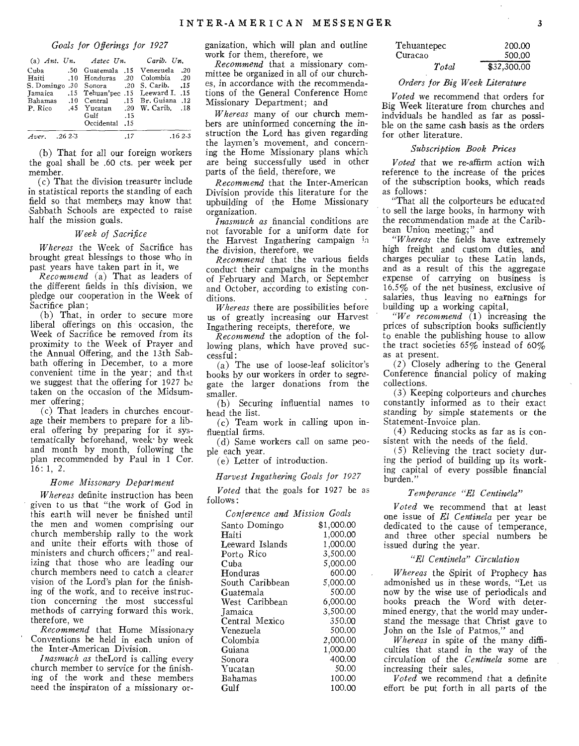### *Goals for Offerings for 1927*

| (a) *Ant. Un.* | | *Aztec Un.* | | *Carib. Un.* | |
|---|---|---|---|---|---|
| Cuba | .50 | Guatemala | .15 | Venezuela | .20 |
| Haiti | .10 | Honduras | .20 | Colombia | .20 |
| S. Domingo | .30 | Sonora | .20 | S. Carib. | .15 |
| Jamaica | .15 | Tehuan'pec | .15 | Leeward I. | .15 |
| Bahamas | .10 | Central | .15 | Br. Guiana | .12 |
| P. Rico | .45 | Yucatan | .20 | W. Carib. | .18 |
| | | Gulf | .15 | | |
| | | Occidental | .15 | | |
| *Aver.* | .26 2-3 | | .17 | | .16 2-3 |

(b) That for all our foreign workers the goal shall be .60 cts. per week per member.

(c) That the division treasurer include in statistical reports the standing of each field so that members may know that Sabbath Schools are expected to raise half the mission goals.

### *Week of Sacrifice*

*Whereas* the Week of Sacrifice has brought great blessings to those who in past years have taken part in it, we

*Recommend* (a) That as leaders of the different fields in this division, we pledge our cooperation in the Week of Sacrifice plan;

(b) That, in order to secure more liberal offerings on this occasion, the Week of Sacrifice be removed from its proximity to the Week of Prayer and the Annual Offering, and the 13th Sabbath offering in December, to a more convenient time in the year; and that we suggest that the offering for 1927 be taken on the occasion of the Midsummer offering;

(c) That leaders in churches encourage their members to prepare for a liberal offering by preparing for it systematically beforehand, week by week and month by month, following the plan recommended by Paul in 1 Cor. 16: 1, 2.

### *Home Missonary Department*

*Whereas* definite instruction has been given to us that "the work of God in this earth will never be finished until the men and women comprising our church membership rally to the work and unite their efforts with those of ministers and church officers;" and realizing that those who are leading our church members need to catch a clearer vision of the Lord's plan for the finishing of the work, and to receive instruction concerning the most successful methods of carrying forward this work, therefore, we

*Recommend* that Home Missionary Conventions be held in each union of the Inter-American Division.

*Inasmuch as* theLord is calling every church member to service for the finishing of the work and these members need the inspiraton of a missionary organization, which will plan and outline work for them, therefore, we

*Recommend* that a missionary committee be organized in all of our churches, in accordance with the recommendations of the General Conference Home Missionary Department; and

*Whereas* many of our church members are uninformed concerning the instruction the Lord has given regarding the laymen's movement, and concerning the Home Missionary plans which are being successfully used in other parts of the field, therefore, we

*Recommend* that the Inter-American Division provide this literature for the upbuilding of the Home Missionary organization.

*Inasmuch as* financial conditions are not favorable for a uniform date for the Harvest Ingathering campaign in the division, therefore, we

*Recommend* that the various fields conduct their campaigns in the months of February and March, or September and October, according to existing conditions.

*Whereas* there are possibilities before us of greatly increasing our Harvest Ingathering receipts, therefore, we

*Recommend* the adoption of the following plans, which have proved successful:

(a) The use of loose-leaf solicitor's books by our workers in order to segregate the larger donations from the smaller.

(b) Securing influential names to head the list.

(c) Team work in calling upon influential firms.

(d) Same workers call on same people each year.

(e) Letter of introduction.

### *Harvest Ingathering Goals for 1927*

*Voted* that the goals for 1927 be as follows:

| *Conference and Mission Goals* | |
|---|---|
| Santo Domingo | $1,000.00 |
| Haiti | 1,000.00 |
| Leeward Islands | 1,000.00 |
| Porto Rico | 3,500.00 |
| Cuba | 5,000.00 |
| Honduras | 600.00 |
| South Caribbean | 5,000.00 |
| Guatemala | 500.00 |
| West Caribbean | 6,000.00 |
| Jamaica | 3,500.00 |
| Central Mexico | 350.00 |
| Venezuela | 500.00 |
| Colombia | 2,000.00 |
| Guiana | 1,000.00 |
| Sonora | 400.00 |
| Yucatan | 50.00 |
| Bahamas | 100.00 |
| Gulf | 100.00 |
| Tehuantepec | 200.00 |
| Curacao | 500.00 |
| *Total* | $32,300.00 |

### *Orders for Big Week Literature*

*Voted* we recommend that orders for Big Week literature from churches and indviduals be handled as far as possible on the same cash basis as the orders for other literature.

### *Subscription Book Prices*

*Voted* that we re-affirm action with reference to the increase of the prices of the subscription books, which reads as follows:

"That all the colporteurs be educated to sell the large books, in harmony with the recommendation made at the Caribbean Union meeting;" and

*"Whereas* the fields have extremely high freight and custom duties, and charges peculiar to these Latin lands, and as a result of this the aggregate expense of carrying on business is 16.5% of the net business, exclusive of salaries, thus leaving no earnings for building up a working capital,

*"We recommend* (1) increasing the prices of subscription books sufficiently to enable the publishing house to allow the tract societies 65% instead of 60% as at present.

(2) Closely adhering to the General Conference financial policy of making collections.

(3) Keeping colporteurs and churches constantly informed as to their exact standing by simple statements or the Statement-Invoice plan.

(4) Reducing stocks as far as is consistent with the needs of the field.

(5) Relieving the tract society during the period of building up its working capital of every possible financial burden."

### *Temperance "El Centinela"*

*Voted* we recommend that at least one issue of *El Centinela* per year be dedicated to the cause of temperance, and three other special numbers be issued during the year.

### *"El Centinela" Circulation*

*Whereas* the Spirit of Prophecy has admonished us in these words, "Let us now by the wise use of periodicals and books preach the Word with determined energy, that the world may understand the message that Christ gave to John on the Isle of Patmos," and

*Whereas* in spite of the many difficulties that stand in the way of the circulation of the *Centinela* some are increasing their sales,

*Voted* we recommend that a definite effort be put forth in all parts of the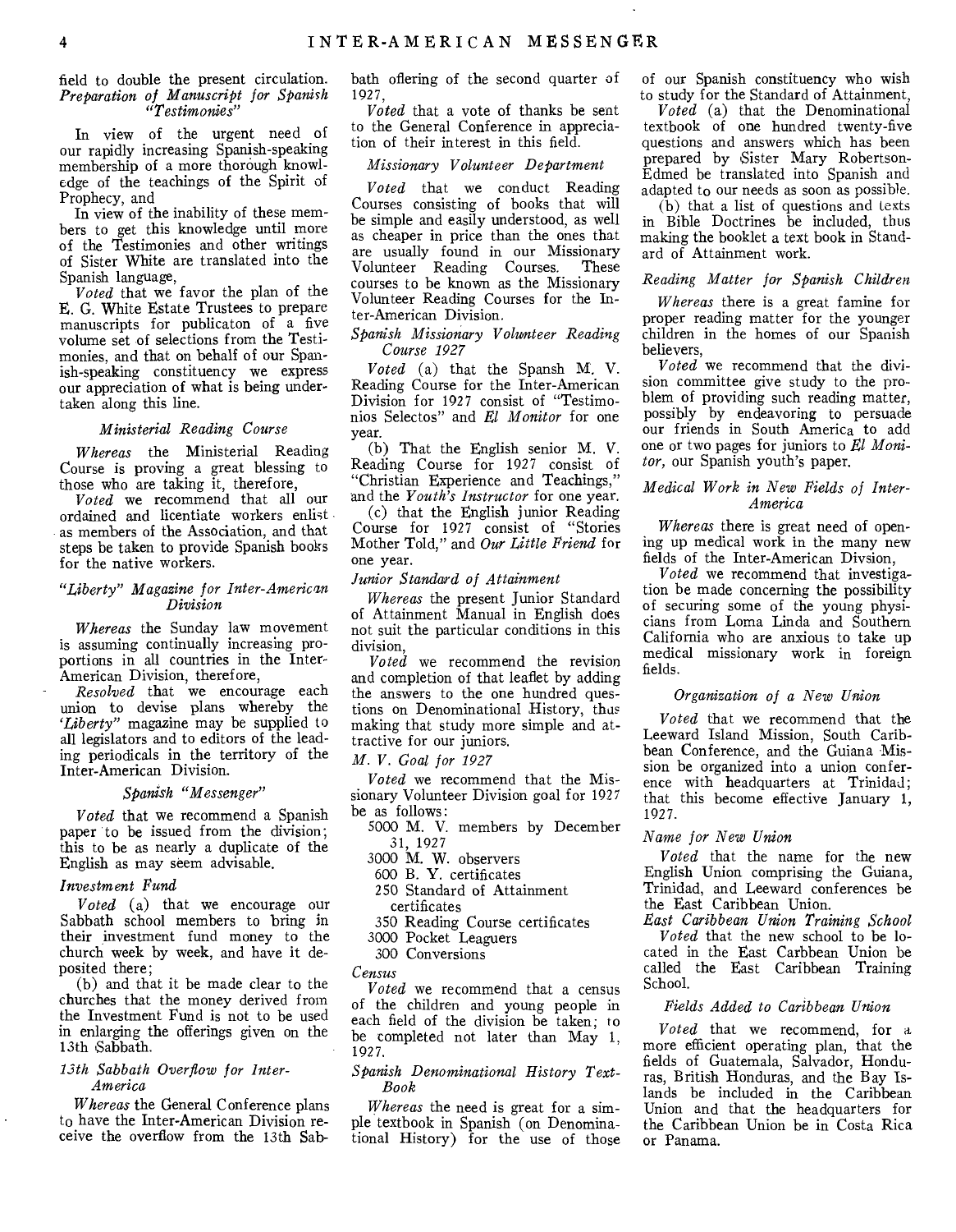field to double the present circulation.

*Preparation of Manuscript for Spanish "Testimonies"*

In view of the urgent need of our rapidly increasing Spanish-speaking membership of a more thorough knowledge of the teachings of the Spirit of Prophecy, and

In view of the inability of these members to get this knowledge until more of the Testimonies and other writings of Sister White are translated into the Spanish language,

*Voted* that we favor the plan of the E. G. White Estate Trustees to prepare manuscripts for publicaton of a five volume set of selections from the Testimonies, and that on behalf of our Spanish-speaking constituency we express our appreciation of what is being undertaken along this line.

*Ministerial Reading Course*

*Whereas* the Ministerial Reading Course is proving a great blessing to those who are taking it, therefore,

*Voted* we recommend that all our ordained and licentiate workers enlist as members of the Association, and that steps be taken to provide Spanish books for the native workers.

*"Liberty" Magazine for Inter-American Division*

*Whereas* the Sunday law movement is assuming continually increasing proportions in all countries in the Inter-American Division, therefore,

*Resolved* that we encourage each union to devise plans whereby the *'Liberty"* magazine may be supplied to all legislators and to editors of the leading periodicals in the territory of the Inter-American Division.

*Spanish "Messenger"*

*Voted* that we recommend a Spanish paper to be issued from the division; this to be as nearly a duplicate of the English as may seem advisable.

*Investment Fund*

*Voted* (a) that we encourage our Sabbath school members to bring in their investment fund money to the church week by week, and have it deposited there;

(b) and that it be made clear to the churches that the money derived from the Investment Fund is not to be used in enlarging the offerings given on the 13th Sabbath.

*13th Sabbath Overflow for Inter-America*

*Whereas* the General Conference plans to have the Inter-American Division receive the overflow from the 13th Sabbath offering of the second quarter of 1927,

*Voted* that a vote of thanks be sent to the General Conference in appreciation of their interest in this field.

*Missionary Volunteer Department*

*Voted* that we conduct Reading Courses consisting of books that will be simple and easily understood, as well as cheaper in price than the ones that are usually found in our Missionary Volunteer Reading Courses. These courses to be known as the Missionary Volunteer Reading Courses for the Inter-American Division.

*Spanish Missionary Volunteer Reading Course 1927*

*Voted* (a) that the Spansh M. V. Reading Course for the Inter-American Division for 1927 consist of "Testimonios Selectos" and *El Monitor* for one year.

(b) That the English senior M. V. Reading Course for 1927 consist of "Christian Experience and Teachings," and the *Youth's Instructor* for one year.

(c) that the English junior Reading Course for 1927 consist of "Stories Mother Told," and *Our Little Friend* for one year.

*Junior Standard of Attainment*

*Whereas* the present Junior Standard of Attainment Manual in English does not suit the particular conditions in this division,

*Voted* we recommend the revision and completion of that leaflet by adding the answers to the one hundred questions on Denominational History, thus making that study more simple and attractive for our juniors.

*M. V. Goal for 1927*

*Voted* we recommend that the Missionary Volunteer Division goal for 1927 be as follows:

- 5000 M. V. members by December 31, 1927
- 3000 M. W. observers
- 600 B. Y. certificates
- 250 Standard of Attainment certificates
- 350 Reading Course certificates
- 3000 Pocket Leaguers
- 300 Conversions

*Census*

*Voted* we recommend that a census of the children and young people in each field of the division be taken; to be completed not later than May 1, 1927.

*Spanish Denominational History Text-Book*

*Whereas* the need is great for a simple textbook in Spanish (on Denominational History) for the use of those of our Spanish constituency who wish to study for the Standard of Attainment,

*Voted* (a) that the Denominational textbook of one hundred twenty-five questions and answers which has been prepared by Sister Mary Robertson-Edmed be translated into Spanish and adapted to our needs as soon as possible.

(b) that a list of questions and texts in Bible Doctrines be included, thus making the booklet a text book in Standard of Attainment work.

*Reading Matter for Spanish Children*

*Whereas* there is a great famine for proper reading matter for the younger children in the homes of our Spanish believers,

*Voted* we recommend that the division committee give study to the problem of providing such reading matter, possibly by endeavoring to persuade our friends in South America to add one or two pages for juniors to *El Monitor,* our Spanish youth's paper.

*Medical Work in New Fields of Inter-America*

*Whereas* there is great need of opening up medical work in the many new fields of the Inter-American Divsion,

*Voted* we recommend that investigation be made concerning the possibility of securing some of the young physicians from Loma Linda and Southern California who are anxious to take up medical missionary work in foreign fields.

*Organization of a New Union*

*Voted* that we recommend that the Leeward Island Mission, South Caribbean Conference, and the Guiana Mission be organized into a union conference with headquarters at Trinidad; that this become effective January 1, 1927.

*Name for New Union*

*Voted* that the name for the new English Union comprising the Guiana, Trinidad, and Leeward conferences be the East Caribbean Union.

*East Caribbean Union Training School*

*Voted* that the new school to be located in the East Carbbean Union be called the East Caribbean Training School.

*Fields Added to Caribbean Union*

*Voted* that we recommend, for a more efficient operating plan, that the fields of Guatemala, Salvador, Honduras, British Honduras, and the Bay Islands be included in the Caribbean Union and that the headquarters for the Caribbean Union be in Costa Rica or Panama.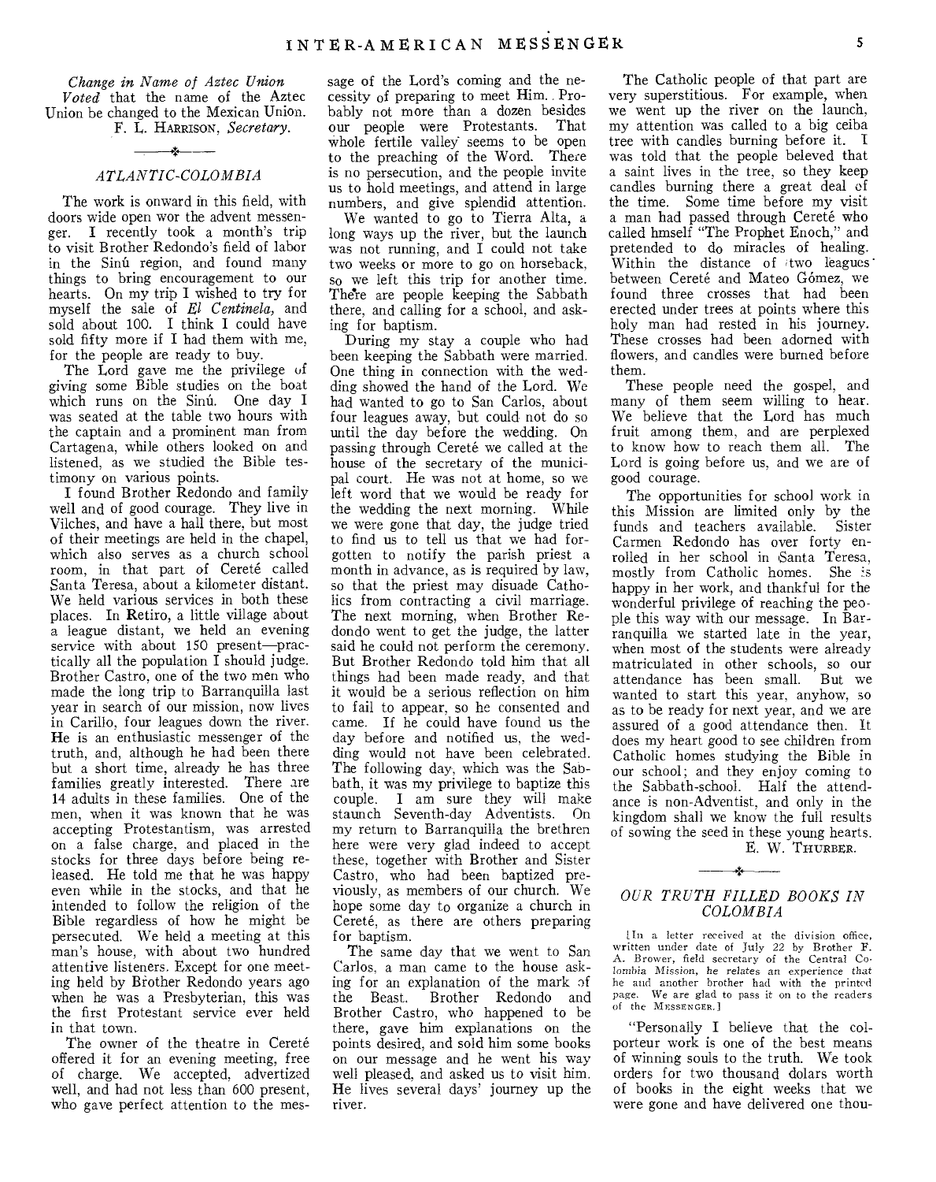*Change in Name of Aztec Union*

*Voted* that the name of the Aztec Union be changed to the Mexican Union.

F. L. HARRISON, *Secretary*.

---

## *ATLANTIC-COLOMBIA*

The work is onward in this field, with doors wide open wor the advent messenger. I recently took a month's trip to visit Brother Redondo's field of labor in the Sinú region, and found many things to bring encouragement to our hearts. On my trip I wished to try for myself the sale of *El Centinela*, and sold about 100. I think I could have sold fifty more if I had them with me, for the people are ready to buy.

The Lord gave me the privilege of giving some Bible studies on the boat which runs on the Sinú. One day I was seated at the table two hours with the captain and a prominent man from Cartagena, while others looked on and listened, as we studied the Bible testimony on various points.

I found Brother Redondo and family well and of good courage. They live in Vilches, and have a hall there, but most of their meetings are held in the chapel, which also serves as a church school room, in that part of Cereté called Santa Teresa, about a kilometer distant. We held various services in both these places. In Retiro, a little village about a league distant, we held an evening service with about 150 present—practically all the population I should judge. Brother Castro, one of the two men who made the long trip to Barranquilla last year in search of our mission, now lives in Carillo, four leagues down the river. He is an enthusiastic messenger of the truth, and, although he had been there but a short time, already he has three families greatly interested. There are 14 adults in these families. One of the men, when it was known that he was accepting Protestantism, was arrested on a false charge, and placed in the stocks for three days before being released. He told me that he was happy even while in the stocks, and that he intended to follow the religion of the Bible regardless of how he might be persecuted. We held a meeting at this man's house, with about two hundred attentive listeners. Except for one meeting held by Brother Redondo years ago when he was a Presbyterian, this was the first Protestant service ever held in that town.

The owner of the theatre in Cereté offered it for an evening meeting, free of charge. We accepted, advertized well, and had not less than 600 present, who gave perfect attention to the message of the Lord's coming and the necessity of preparing to meet Him. Probably not more than a dozen besides our people were Protestants. That whole fertile valley seems to be open to the preaching of the Word. There is no persecution, and the people invite us to hold meetings, and attend in large numbers, and give splendid attention.

We wanted to go to Tierra Alta, a long ways up the river, but the launch was not running, and I could not take two weeks or more to go on horseback, so we left this trip for another time. There are people keeping the Sabbath there, and calling for a school, and asking for baptism.

During my stay a couple who had been keeping the Sabbath were married. One thing in connection with the wedding showed the hand of the Lord. We had wanted to go to San Carlos, about four leagues away, but could not do so until the day before the wedding. On passing through Cereté we called at the house of the secretary of the municipal court. He was not at home, so we left word that we would be ready for the wedding the next morning. While we were gone that day, the judge tried to find us to tell us that we had forgotten to notify the parish priest a month in advance, as is required by law, so that the priest may disuade Catholics from contracting a civil marriage. The next morning, when Brother Redondo went to get the judge, the latter said he could not perform the ceremony. But Brother Redondo told him that all things had been made ready, and that it would be a serious reflection on him to fail to appear, so he consented and came. If he could have found us the day before and notified us, the wedding would not have been celebrated. The following day, which was the Sabbath, it was my privilege to baptize this couple. I am sure they will make staunch Seventh-day Adventists. On my return to Barranquilla the brethren here were very glad indeed to accept these, together with Brother and Sister Castro, who had been baptized previously, as members of our church. We hope some day to organize a church in Cereté, as there are others preparing for baptism.

The same day that we went to San Carlos, a man came to the house asking for an explanation of the mark of the Beast. Brother Redondo and Brother Castro, who happened to be there, gave him explanations on the points desired, and sold him some books on our message and he went his way well pleased, and asked us to visit him. He lives several days' journey up the river.

The Catholic people of that part are very superstitious. For example, when we went up the river on the launch, my attention was called to a big ceiba tree with candles burning before it. I was told that the people believed that a saint lives in the tree, so they keep candles burning there a great deal of the time. Some time before my visit a man had passed through Cereté who called hmself "The Prophet Enoch," and pretended to do miracles of healing. Within the distance of two leagues between Cereté and Mateo Gómez, we found three crosses that had been erected under trees at points where this holy man had rested in his journey. These crosses had been adorned with flowers, and candles were burned before them.

These people need the gospel, and many of them seem willing to hear. We believe that the Lord has much fruit among them, and are perplexed to know how to reach them all. The Lord is going before us, and we are of good courage.

The opportunities for school work in this Mission are limited only by the funds and teachers available. Sister Carmen Redondo has over forty enrolled in her school in Santa Teresa, mostly from Catholic homes. She is happy in her work, and thankful for the wonderful privilege of reaching the people this way with our message. In Barranquilla we started late in the year, when most of the students were already matriculated in other schools, so our attendance has been small. But we wanted to start this year, anyhow, so as to be ready for next year, and we are assured of a good attendance then. It does my heart good to see children from Catholic homes studying the Bible in our school; and they enjoy coming to the Sabbath-school. Half the attendance is non-Adventist, and only in the kingdom shall we know the full results of sowing the seed in these young hearts.

E. W. THURBER.

---

## *OUR TRUTH FILLED BOOKS IN COLOMBIA*

[In a letter received at the division office, written under date of July 22 by Brother F. A. Brower, field secretary of the Central Colombia Mission, he relates an experience that he and another brother had with the printed page. We are glad to pass it on to the readers of the MESSENGER.]

"Personally I believe that the colporteur work is one of the best means of winning souls to the truth. We took orders for two thousand dolars worth of books in the eight weeks that we were gone and have delivered one thou-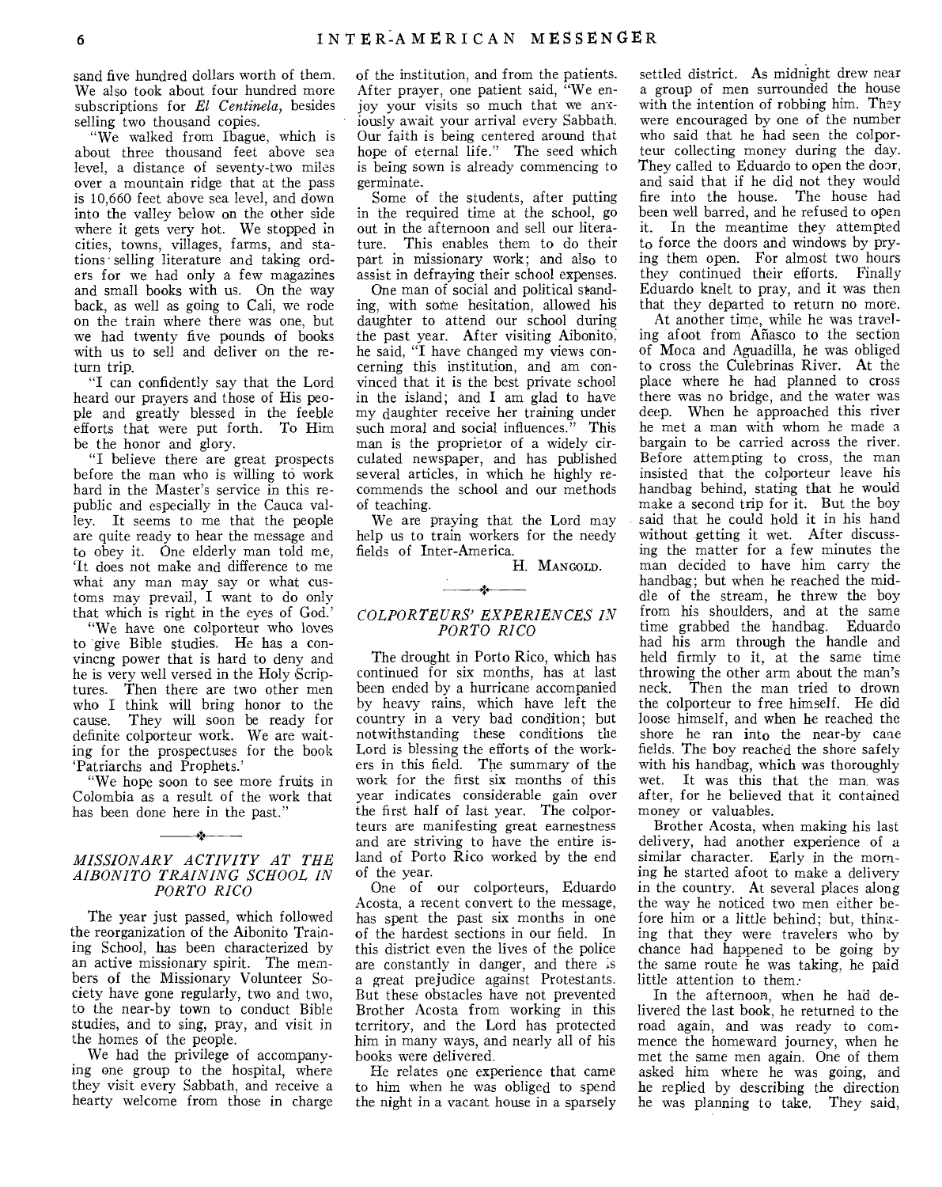sand five hundred dollars worth of them. We also took about four hundred more subscriptions for *El Centinela,* besides selling two thousand copies.

"We walked from Ibague, which is about three thousand feet above sea level, a distance of seventy-two miles over a mountain ridge that at the pass is 10,660 feet above sea level, and down into the valley below on the other side where it gets very hot. We stopped in cities, towns, villages, farms, and stations selling literature and taking orders for we had only a few magazines and small books with us. On the way back, as well as going to Cali, we rode on the train where there was one, but we had twenty five pounds of books with us to sell and deliver on the return trip.

"I can confidently say that the Lord heard our prayers and those of His people and greatly blessed in the feeble efforts that were put forth. To Him be the honor and glory.

"I believe there are great prospects before the man who is willing to work hard in the Master's service in this republic and especially in the Cauca valley. It seems to me that the people are quite ready to hear the message and to obey it. One elderly man told me, 'It does not make and difference to me what any man may say or what customs may prevail, I want to do only that which is right in the eyes of God.'

"We have one colporteur who loves to give Bible studies. He has a convincng power that is hard to deny and he is very well versed in the Holy Scriptures. Then there are two other men who I think will bring honor to the cause. They will soon be ready for definite colporteur work. We are waiting for the prospectuses for the book 'Patriarchs and Prophets.'

"We hope soon to see more fruits in Colombia as a result of the work that has been done here in the past."

## *MISSIONARY ACTIVITY AT THE AIBONITO TRAINING SCHOOL IN PORTO RICO*

The year just passed, which followed the reorganization of the Aibonito Training School, has been characterized by an active missionary spirit. The members of the Missionary Volunteer Society have gone regularly, two and two, to the near-by town to conduct Bible studies, and to sing, pray, and visit in the homes of the people.

We had the privilege of accompanying one group to the hospital, where they visit every Sabbath, and receive a hearty welcome from those in charge of the institution, and from the patients. After prayer, one patient said, "We enjoy your visits so much that we anxiously await your arrival every Sabbath. Our faith is being centered around that hope of eternal life." The seed which is being sown is already commencing to germinate.

Some of the students, after putting in the required time at the school, go out in the afternoon and sell our literature. This enables them to do their part in missionary work; and also to assist in defraying their school expenses.

One man of social and political standing, with some hesitation, allowed his daughter to attend our school during the past year. After visiting Aibonito, he said, "I have changed my views concerning this institution, and am convinced that it is the best private school in the island; and I am glad to have my daughter receive her training under such moral and social influences." This man is the proprietor of a widely circulated newspaper, and has published several articles, in which he highly recommends the school and our methods of teaching.

We are praying that the Lord may help us to train workers for the needy fields of Inter-America.

H. Mangold.

## *COLPORTEURS' EXPERIENCES IN PORTO RICO*

The drought in Porto Rico, which has continued for six months, has at last been ended by a hurricane accompanied by heavy rains, which have left the country in a very bad condition; but notwithstanding these conditions the Lord is blessing the efforts of the workers in this field. The summary of the work for the first six months of this year indicates considerable gain over the first half of last year. The colporteurs are manifesting great earnestness and are striving to have the entire island of Porto Rico worked by the end of the year.

One of our colporteurs, Eduardo Acosta, a recent convert to the message, has spent the past six months in one of the hardest sections in our field. In this district even the lives of the police are constantly in danger, and there is a great prejudice against Protestants. But these obstacles have not prevented Brother Acosta from working in this territory, and the Lord has protected him in many ways, and nearly all of his books were delivered.

He relates one experience that came to him when he was obliged to spend the night in a vacant house in a sparsely settled district. As midnight drew near a group of men surrounded the house with the intention of robbing him. They were encouraged by one of the number who said that he had seen the colporteur collecting money during the day. They called to Eduardo to open the door, and said that if he did not they would fire into the house. The house had been well barred, and he refused to open it. In the meantime they attempted to force the doors and windows by prying them open. For almost two hours they continued their efforts. Finally Eduardo knelt to pray, and it was then that they departed to return no more.

At another time, while he was traveling afoot from Añasco to the section of Moca and Aguadilla, he was obliged to cross the Culebrinas River. At the place where he had planned to cross there was no bridge, and the water was deep. When he approached this river he met a man with whom he made a bargain to be carried across the river. Before attempting to cross, the man insisted that the colporteur leave his handbag behind, stating that he would make a second trip for it. But the boy said that he could hold it in his hand without getting it wet. After discussing the matter for a few minutes the man decided to have him carry the handbag; but when he reached the middle of the stream, he threw the boy from his shoulders, and at the same time grabbed the handbag. Eduardo had his arm through the handle and held firmly to it, at the same time throwing the other arm about the man's neck. Then the man tried to drown the colporteur to free himself. He did loose himself, and when he reached the shore he ran into the near-by cane fields. The boy reached the shore safely with his handbag, which was thoroughly wet. It was this that the man was after, for he believed that it contained money or valuables.

Brother Acosta, when making his last delivery, had another experience of a similar character. Early in the morning he started afoot to make a delivery in the country. At several places along the way he noticed two men either before him or a little behind; but, thinking that they were travelers who by chance had happened to be going by the same route he was taking, he paid little attention to them.

In the afternoon, when he had delivered the last book, he returned to the road again, and was ready to commence the homeward journey, when he met the same men again. One of them asked him where he was going, and he replied by describing the direction he was planning to take. They said,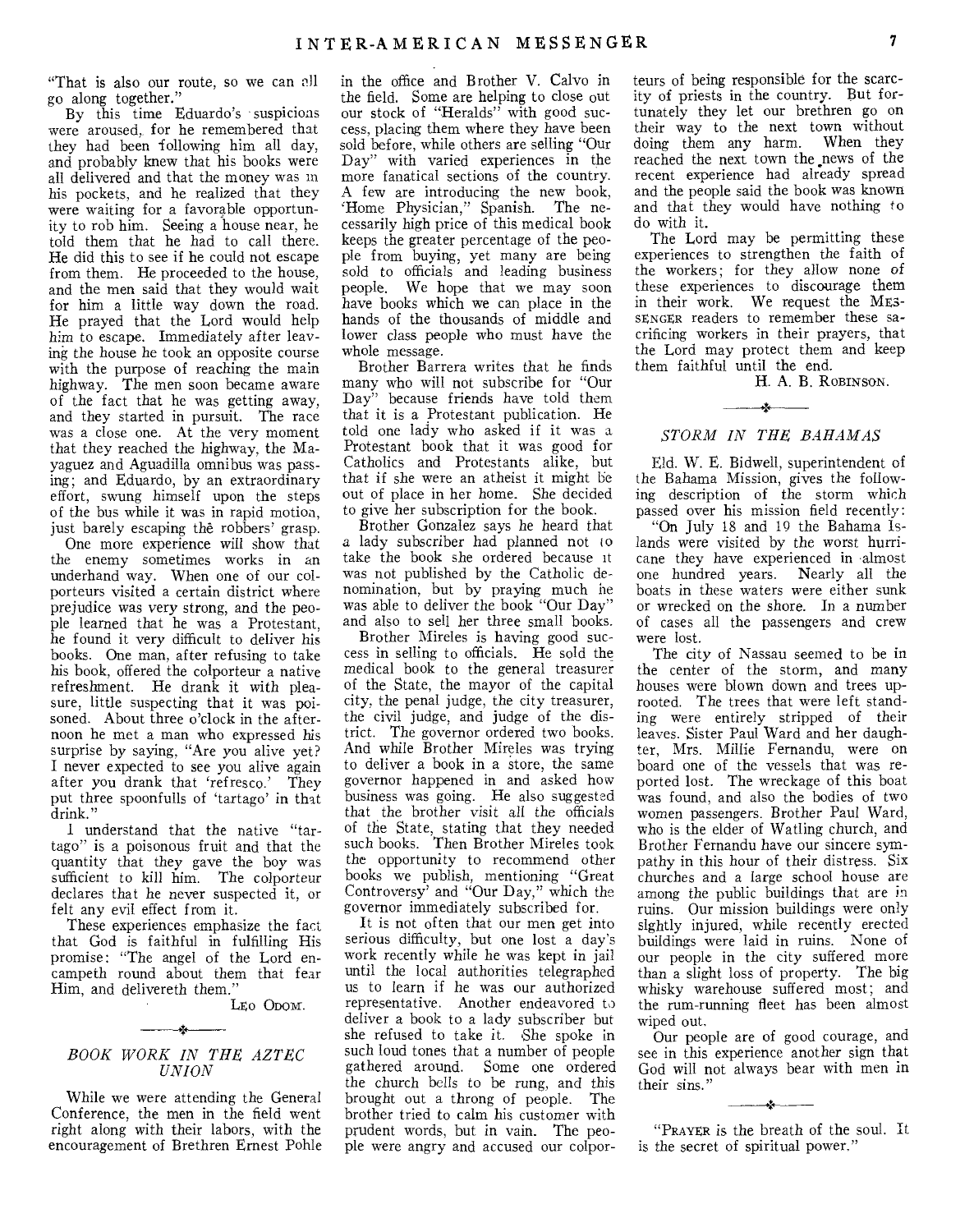"That is also our route, so we can all go along together."

By this time Eduardo's suspicions were aroused, for he remembered that they had been following him all day, and probably knew that his books were all delivered and that the money was in his pockets, and he realized that they were waiting for a favorable opportunity to rob him. Seeing a house near, he told them that he had to call there. He did this to see if he could not escape from them. He proceeded to the house, and the men said that they would wait for him a little way down the road. He prayed that the Lord would help him to escape. Immediately after leaving the house he took an opposite course with the purpose of reaching the main highway. The men soon became aware of the fact that he was getting away, and they started in pursuit. The race was a close one. At the very moment that they reached the highway, the Mayaguez and Aguadilla omnibus was passing; and Eduardo, by an extraordinary effort, swung himself upon the steps of the bus while it was in rapid motion, just barely escaping the robbers' grasp.

One more experience will show that the enemy sometimes works in an underhand way. When one of our colporteurs visited a certain district where prejudice was very strong, and the people learned that he was a Protestant, he found it very difficult to deliver his books. One man, after refusing to take his book, offered the colporteur a native refreshment. He drank it with pleasure, little suspecting that it was poisoned. About three o'clock in the afternoon he met a man who expressed his surprise by saying, "Are you alive yet? I never expected to see you alive again after you drank that 'refresco.' They put three spoonfulls of 'tartago' in that drink."

I understand that the native "tartago" is a poisonous fruit and that the quantity that they gave the boy was sufficient to kill him. The colporteur declares that he never suspected it, or felt any evil effect from it.

These experiences emphasize the fact that God is faithful in fulfilling His promise: "The angel of the Lord encampeth round about them that fear Him, and delivereth them."

LEO ODOM.

## *BOOK WORK IN THE AZTEC UNION*

While we were attending the General Conference, the men in the field went right along with their labors, with the encouragement of Brethren Ernest Pohle in the office and Brother V. Calvo in the field. Some are helping to close out our stock of "Heralds" with good success, placing them where they have been sold before, while others are selling "Our Day" with varied experiences in the more fanatical sections of the country. A few are introducing the new book, 'Home Physician," Spanish. The necessarily high price of this medical book keeps the greater percentage of the people from buying, yet many are being sold to officials and leading business people. We hope that we may soon have books which we can place in the hands of the thousands of middle and lower class people who must have the whole message.

Brother Barrera writes that he finds many who will not subscribe for "Our Day" because friends have told them that it is a Protestant publication. He told one lady who asked if it was a Protestant book that it was good for Catholics and Protestants alike, but that if she were an atheist it might be out of place in her home. She decided to give her subscription for the book.

Brother Gonzalez says he heard that a lady subscriber had planned not to take the book she ordered because it was not published by the Catholic denomination, but by praying much he was able to deliver the book "Our Day" and also to sell her three small books.

Brother Mireles is having good success in selling to officials. He sold the medical book to the general treasurer of the State, the mayor of the capital city, the penal judge, the city treasurer, the civil judge, and judge of the district. The governor ordered two books. And while Brother Mireles was trying to deliver a book in a store, the same governor happened in and asked how business was going. He also suggested that the brother visit all the officials of the State, stating that they needed such books. Then Brother Mireles took the opportunity to recommend other books we publish, mentioning "Great Controversy" and "Our Day," which the governor immediately subscribed for.

It is not often that our men get into serious difficulty, but one lost a day's work recently while he was kept in jail until the local authorities telegraphed us to learn if he was our authorized representative. Another endeavored to deliver a book to a lady subscriber but she refused to take it. She spoke in such loud tones that a number of people gathered around. Some one ordered the church bells to be rung, and this brought out a throng of people. The brother tried to calm his customer with prudent words, but in vain. The people were angry and accused our colporteurs of being responsible for the scarcity of priests in the country. But fortunately they let our brethren go on their way to the next town without doing them any harm. When they reached the next town the news of the recent experience had already spread and the people said the book was known and that they would have nothing to do with it.

The Lord may be permitting these experiences to strengthen the faith of the workers; for they allow none of these experiences to discourage them in their work. We request the MESSENGER readers to remember these sacrificing workers in their prayers, that the Lord may protect them and keep them faithful until the end.

H. A. B. ROBINSON.

## *STORM IN THE BAHAMAS*

Eld. W. E. Bidwell, superintendent of the Bahama Mission, gives the following description of the storm which passed over his mission field recently:

"On July 18 and 19 the Bahama Islands were visited by the worst hurricane they have experienced in almost one hundred years. Nearly all the boats in these waters were either sunk or wrecked on the shore. In a number of cases all the passengers and crew were lost.

The city of Nassau seemed to be in the center of the storm, and many houses were blown down and trees uprooted. The trees that were left standing were entirely stripped of their leaves. Sister Paul Ward and her daughter, Mrs. Millie Fernandu, were on board one of the vessels that was reported lost. The wreckage of this boat was found, and also the bodies of two women passengers. Brother Paul Ward, who is the elder of Watling church, and Brother Fernandu have our sincere sympathy in this hour of their distress. Six churches and a large school house are among the public buildings that are in ruins. Our mission buildings were only slghtly injured, while recently erected buildings were laid in ruins. None of our people in the city suffered more than a slight loss of property. The big whisky warehouse suffered most; and the rum-running fleet has been almost wiped out.

Our people are of good courage, and see in this experience another sign that God will not always bear with men in their sins."

"PRAYER is the breath of the soul. It is the secret of spiritual power."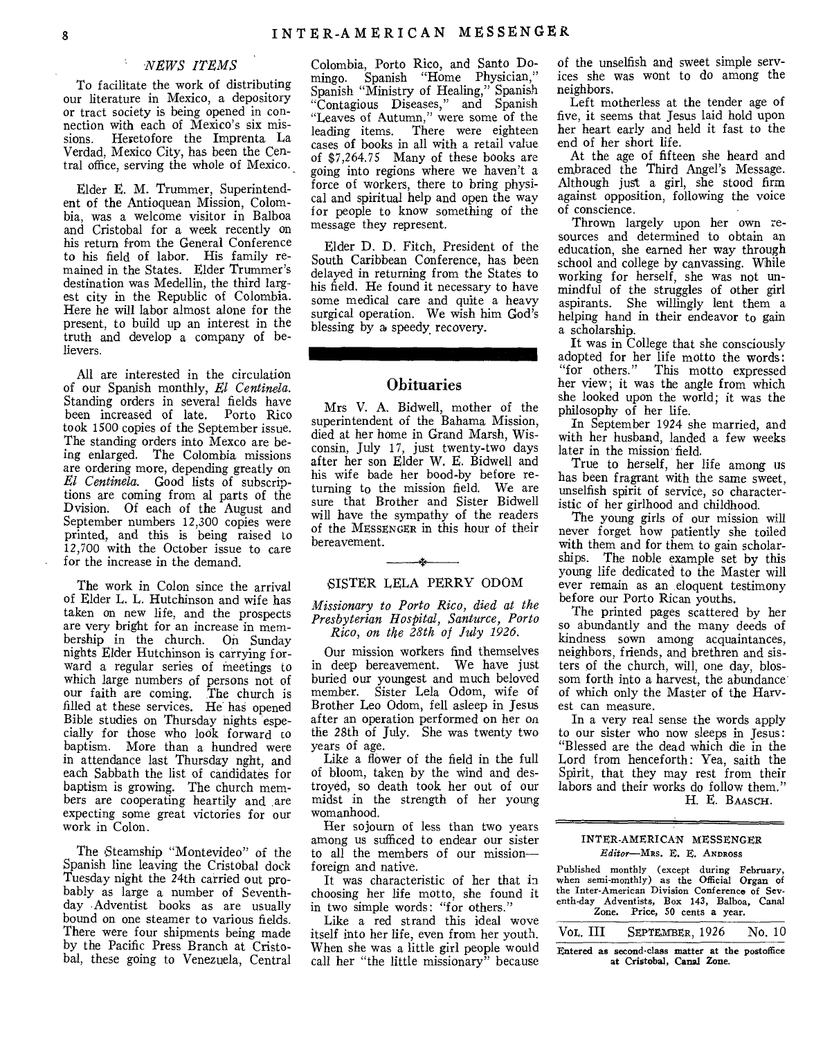## NEWS ITEMS

To facilitate the work of distributing our literature in Mexico, a depository or tract society is being opened in connection with each of Mexico's six missions. Heretofore the Imprenta La Verdad, Mexico City, has been the Central office, serving the whole of Mexico.

Elder E. M. Trummer, Superintendent of the Antioquean Mission, Colombia, was a welcome visitor in Balboa and Cristobal for a week recently on his return from the General Conference to his field of labor. His family remained in the States. Elder Trummer's destination was Medellin, the third largest city in the Republic of Colombia. Here he will labor almost alone for the present, to build up an interest in the truth and develop a company of believers.

All are interested in the circulation of our Spanish monthly, *El Centinela.* Standing orders in several fields have been increased of late. Porto Rico took 1500 copies of the September issue. The standing orders into Mexco are being enlarged. The Colombia missions are ordering more, depending greatly on *El Centinela.* Good lists of subscriptions are coming from al parts of the Dvision. Of each of the August and September numbers 12,300 copies were printed, and this is being raised to 12,700 with the October issue to care for the increase in the demand.

The work in Colon since the arrival of Elder L. L. Hutchinson and wife has taken on new life, and the prospects are very bright for an increase in membership in the church. On Sunday nights Elder Hutchinson is carrying forward a regular series of meetings to which large numbers of persons not of our faith are coming. The church is filled at these services. He has opened Bible studies on Thursday nights especially for those who look forward to baptism. More than a hundred were in attendance last Thursday nght, and each Sabbath the list of candidates for baptism is growing. The church members are cooperating heartily and are expecting some great victories for our work in Colon.

The Steamship "Montevideo" of the Spanish line leaving the Cristobal dock Tuesday night the 24th carried out probably as large a number of Seventh-day Adventist books as are usually bound on one steamer to various fields. There were four shipments being made by the Pacific Press Branch at Cristobal, these going to Venezuela, Central Colombia, Porto Rico, and Santo Domingo. Spanish "Home Physician," Spanish "Ministry of Healing," Spanish "Contagious Diseases," and Spanish "Leaves of Autumn," were some of the leading items. There were eighteen cases of books in all with a retail value of $7,264.75 Many of these books are going into regions where we haven't a force of workers, there to bring physical and spiritual help and open the way for people to know something of the message they represent.

Elder D. D. Fitch, President of the South Caribbean Conference, has been delayed in returning from the States to his field. He found it necessary to have some medical care and quite a heavy surgical operation. We wish him God's blessing by a speedy recovery.

## Obituaries

Mrs V. A. Bidwell, mother of the superintendent of the Bahama Mission, died at her home in Grand Marsh, Wisconsin, July 17, just twenty-two days after her son Elder W. E. Bidwell and his wife bade her bood-by before returning to the mission field. We are sure that Brother and Sister Bidwell will have the sympathy of the readers of the MESSENGER in this hour of their bereavement.

### SISTER LELA PERRY ODOM

*Missionary to Porto Rico, died at the Presbyterian Hospital, Santurce, Porto Rico, on the 28th of July 1926.*

Our mission workers find themselves in deep bereavement. We have just buried our youngest and much beloved member. Sister Lela Odom, wife of Brother Leo Odom, fell asleep in Jesus after an operation performed on her on the 28th of July. She was twenty two years of age.

Like a flower of the field in the full of bloom, taken by the wind and destroyed, so death took her out of our midst in the strength of her young womanhood.

Her sojourn of less than two years among us sufficed to endear our sister to all the members of our mission—foreign and native.

It was characteristic of her that in choosing her life motto, she found it in two simple words: "for others."

Like a red strand this ideal wove itself into her life, even from her youth. When she was a little girl people would call her "the little missionary" because of the unselfish and sweet simple services she was wont to do among the neighbors.

Left motherless at the tender age of five, it seems that Jesus laid hold upon her heart early and held it fast to the end of her short life.

At the age of fifteen she heard and embraced the Third Angel's Message. Although just a girl, she stood firm against opposition, following the voice of conscience.

Thrown largely upon her own resources and determined to obtain an education, she earned her way through school and college by canvassing. While working for herself, she was not unmindful of the struggles of other girl aspirants. She willingly lent them a helping hand in their endeavor to gain a scholarship.

It was in College that she consciously adopted for her life motto the words: "for others." This motto expressed her view; it was the angle from which she looked upon the world; it was the philosophy of her life.

In September 1924 she married, and with her husband, landed a few weeks later in the mission field.

True to herself, her life among us has been fragrant with the same sweet, unselfish spirit of service, so characteristic of her girlhood and childhood.

The young girls of our mission will never forget how patiently she toiled with them and for them to gain scholarships. The noble example set by this young life dedicated to the Master will ever remain as an eloquent testimony before our Porto Rican youths.

The printed pages scattered by her so abundantly and the many deeds of kindness sown among acquaintances, neighbors, friends, and brethren and sisters of the church, will, one day, blossom forth into a harvest, the abundance of which only the Master of the Harvest can measure.

In a very real sense the words apply to our sister who now sleeps in Jesus: "Blessed are the dead which die in the Lord from henceforth: Yea, saith the Spirit, that they may rest from their labors and their works do follow them."

H. E. BAASCH.

---

**INTER-AMERICAN MESSENGER**
*Editor*—MRS. E. E. ANDROSS

Published monthly (except during February, when semi-monthly) as the Official Organ of the Inter-American Division Conference of Seventh-day Adventists, Box 143, Balboa, Canal Zone. Price, 50 cents a year.

VOL. III SEPTEMBER, 1926 No. 10

Entered as second-class matter at the postoffice at Cristobal, Canal Zone.